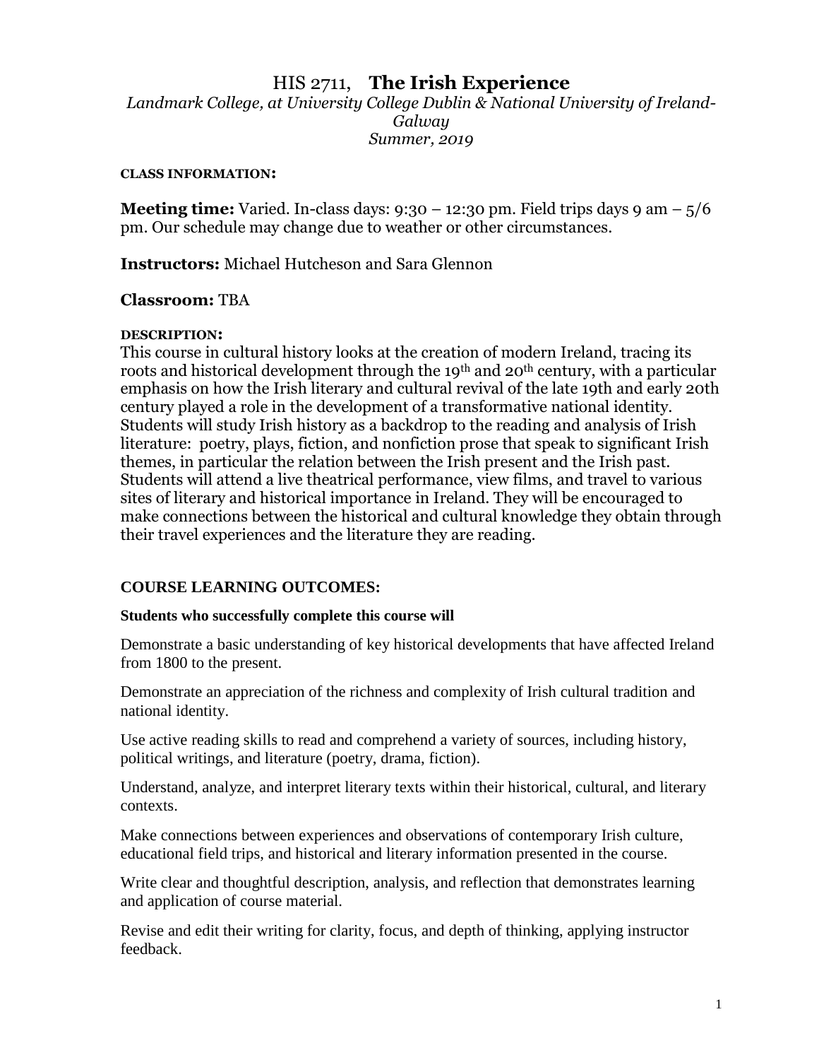# HIS 2711, **The Irish Experience**

*Landmark College, at University College Dublin & National University of Ireland-Galway*
*Summer, 2019*

**CLASS INFORMATION:**

**Meeting time:** Varied. In-class days: 9:30 – 12:30 pm. Field trips days 9 am – 5/6 pm. Our schedule may change due to weather or other circumstances.

**Instructors:** Michael Hutcheson and Sara Glennon

**Classroom:** TBA

**DESCRIPTION:**

This course in cultural history looks at the creation of modern Ireland, tracing its roots and historical development through the 19th and 20th century, with a particular emphasis on how the Irish literary and cultural revival of the late 19th and early 20th century played a role in the development of a transformative national identity. Students will study Irish history as a backdrop to the reading and analysis of Irish literature: poetry, plays, fiction, and nonfiction prose that speak to significant Irish themes, in particular the relation between the Irish present and the Irish past. Students will attend a live theatrical performance, view films, and travel to various sites of literary and historical importance in Ireland. They will be encouraged to make connections between the historical and cultural knowledge they obtain through their travel experiences and the literature they are reading.

## COURSE LEARNING OUTCOMES:

**Students who successfully complete this course will**

Demonstrate a basic understanding of key historical developments that have affected Ireland from 1800 to the present.

Demonstrate an appreciation of the richness and complexity of Irish cultural tradition and national identity.

Use active reading skills to read and comprehend a variety of sources, including history, political writings, and literature (poetry, drama, fiction).

Understand, analyze, and interpret literary texts within their historical, cultural, and literary contexts.

Make connections between experiences and observations of contemporary Irish culture, educational field trips, and historical and literary information presented in the course.

Write clear and thoughtful description, analysis, and reflection that demonstrates learning and application of course material.

Revise and edit their writing for clarity, focus, and depth of thinking, applying instructor feedback.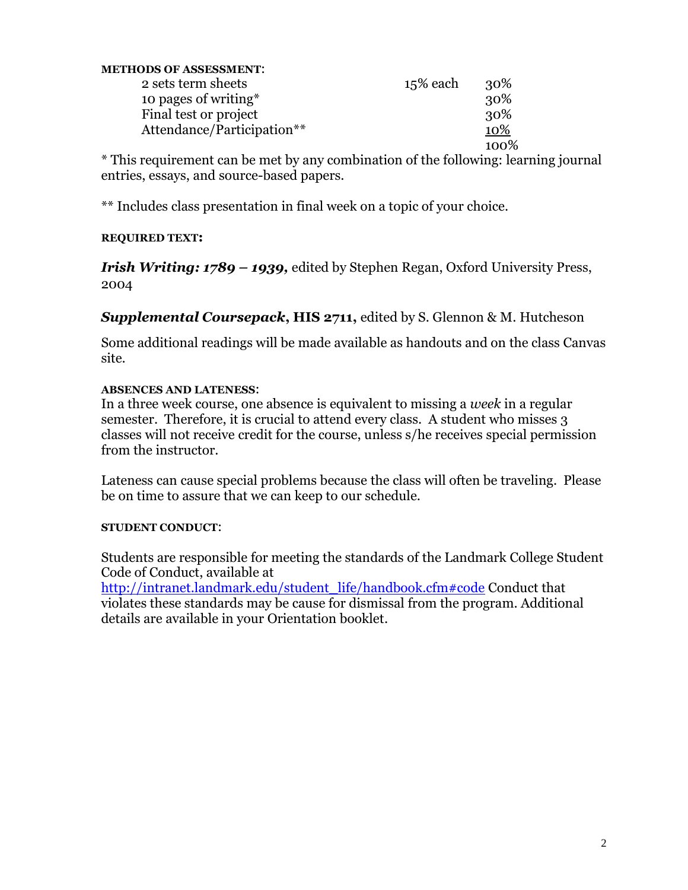**METHODS OF ASSESSMENT**:

| | | |
|---|---|---|
| 2 sets term sheets | 15% each | 30% |
| 10 pages of writing* | | 30% |
| Final test or project | | 30% |
| Attendance/Participation** | | 10% |
| | | 100% |

* This requirement can be met by any combination of the following: learning journal entries, essays, and source-based papers.

** Includes class presentation in final week on a topic of your choice.

**REQUIRED TEXT:**

***Irish Writing: 1789 – 1939,*** edited by Stephen Regan, Oxford University Press, 2004

***Supplemental Coursepack*, HIS 2711,** edited by S. Glennon & M. Hutcheson

Some additional readings will be made available as handouts and on the class Canvas site.

**ABSENCES AND LATENESS**:

In a three week course, one absence is equivalent to missing a *week* in a regular semester. Therefore, it is crucial to attend every class. A student who misses 3 classes will not receive credit for the course, unless s/he receives special permission from the instructor.

Lateness can cause special problems because the class will often be traveling. Please be on time to assure that we can keep to our schedule.

**STUDENT CONDUCT**:

Students are responsible for meeting the standards of the Landmark College Student Code of Conduct, available at http://intranet.landmark.edu/student_life/handbook.cfm#code Conduct that violates these standards may be cause for dismissal from the program. Additional details are available in your Orientation booklet.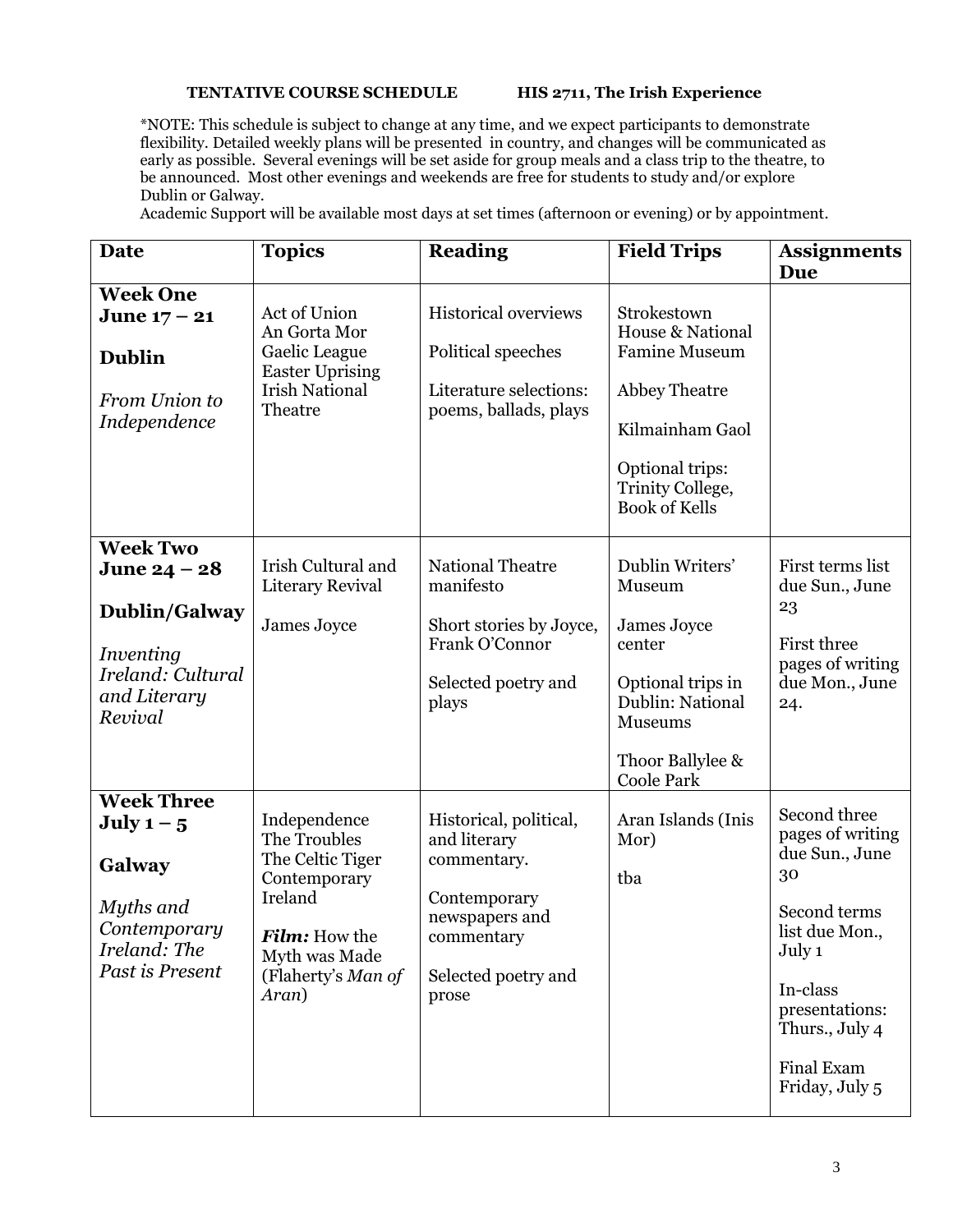**TENTATIVE COURSE SCHEDULE HIS 2711, The Irish Experience**

*NOTE: This schedule is subject to change at any time, and we expect participants to demonstrate flexibility. Detailed weekly plans will be presented in country, and changes will be communicated as early as possible. Several evenings will be set aside for group meals and a class trip to the theatre, to be announced. Most other evenings and weekends are free for students to study and/or explore Dublin or Galway.

Academic Support will be available most days at set times (afternoon or evening) or by appointment.

| Date | Topics | Reading | Field Trips | Assignments Due |
|---|---|---|---|---|
| **Week One June 17 – 21**<br><br>**Dublin**<br><br>*From Union to Independence* | Act of Union<br>An Gorta Mor<br>Gaelic League<br>Easter Uprising<br>Irish National Theatre | Historical overviews<br><br>Political speeches<br><br>Literature selections: poems, ballads, plays | Strokestown House & National Famine Museum<br><br>Abbey Theatre<br><br>Kilmainham Gaol<br><br>Optional trips: Trinity College, Book of Kells | |
| **Week Two June 24 – 28**<br><br>**Dublin/Galway**<br><br>*Inventing Ireland: Cultural and Literary Revival* | Irish Cultural and Literary Revival<br><br>James Joyce | National Theatre manifesto<br><br>Short stories by Joyce, Frank O'Connor<br><br>Selected poetry and plays | Dublin Writers' Museum<br><br>James Joyce center<br><br>Optional trips in Dublin: National Museums<br><br>Thoor Ballylee & Coole Park | First terms list due Sun., June 23<br><br>First three pages of writing due Mon., June 24. |
| **Week Three July 1 – 5**<br><br>**Galway**<br><br>*Myths and Contemporary Ireland: The Past is Present* | Independence<br>The Troubles<br>The Celtic Tiger<br>Contemporary Ireland<br><br>***Film:*** How the Myth was Made (Flaherty's *Man of Aran*) | Historical, political, and literary commentary.<br><br>Contemporary newspapers and commentary<br><br>Selected poetry and prose | Aran Islands (Inis Mor)<br><br>tba | Second three pages of writing due Sun., June 30<br><br>Second terms list due Mon., July 1<br><br>In-class presentations: Thurs., July 4<br><br>Final Exam Friday, July 5 |